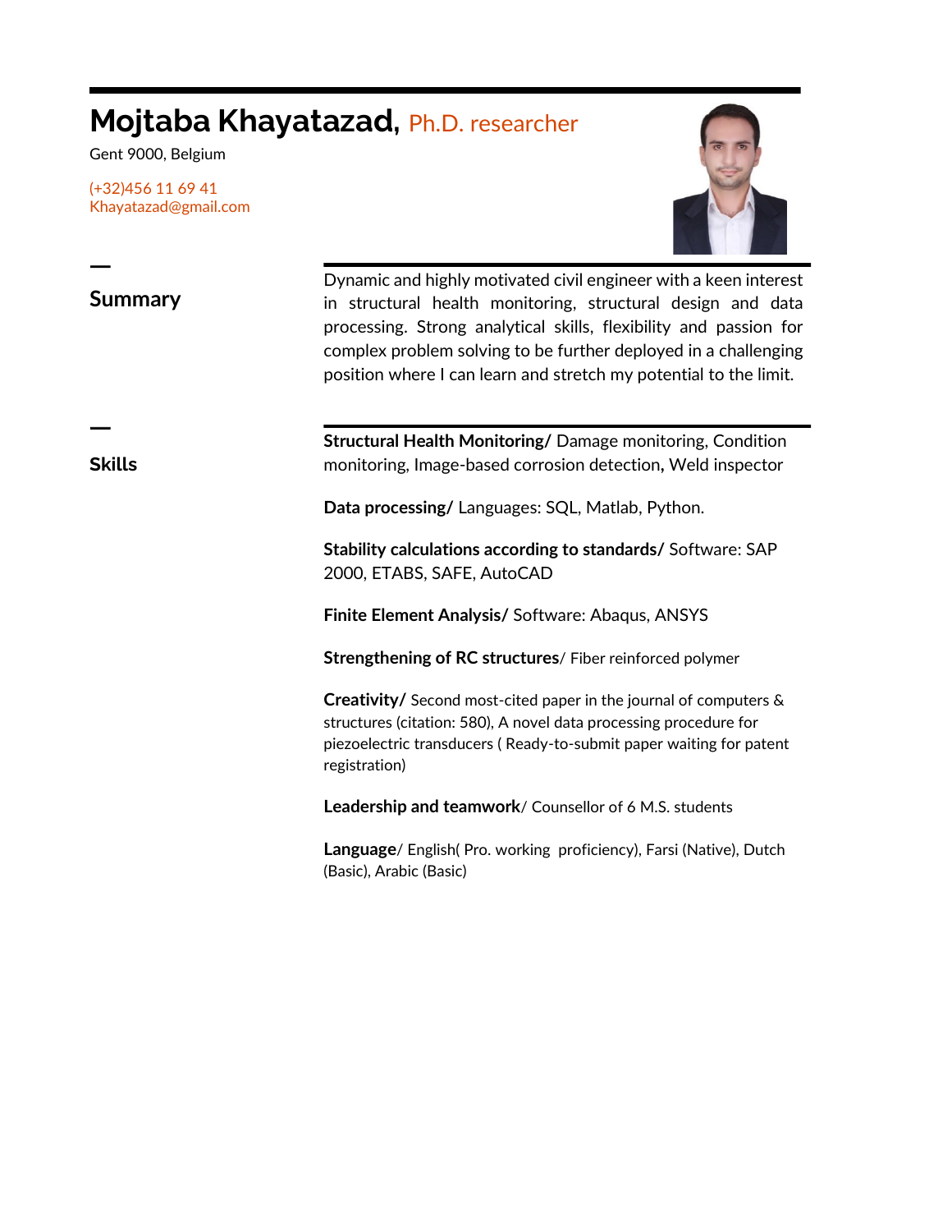# Mojtaba Khayatazad, Ph.D. researcher

Gent 9000, Belgium

(+32)456 11 69 41
Khayatazad@gmail.com

## Summary

Dynamic and highly motivated civil engineer with a keen interest in structural health monitoring, structural design and data processing. Strong analytical skills, flexibility and passion for complex problem solving to be further deployed in a challenging position where I can learn and stretch my potential to the limit.

## Skills

**Structural Health Monitoring/** Damage monitoring, Condition monitoring, Image-based corrosion detection**,** Weld inspector

**Data processing/** Languages: SQL, Matlab, Python.

**Stability calculations according to standards/** Software: SAP 2000, ETABS, SAFE, AutoCAD

**Finite Element Analysis/** Software: Abaqus, ANSYS

**Strengthening of RC structures**/ Fiber reinforced polymer

**Creativity/** Second most-cited paper in the journal of computers & structures (citation: 580), A novel data processing procedure for piezoelectric transducers ( Ready-to-submit paper waiting for patent registration)

**Leadership and teamwork**/ Counsellor of 6 M.S. students

**Language**/ English( Pro. working proficiency), Farsi (Native), Dutch (Basic), Arabic (Basic)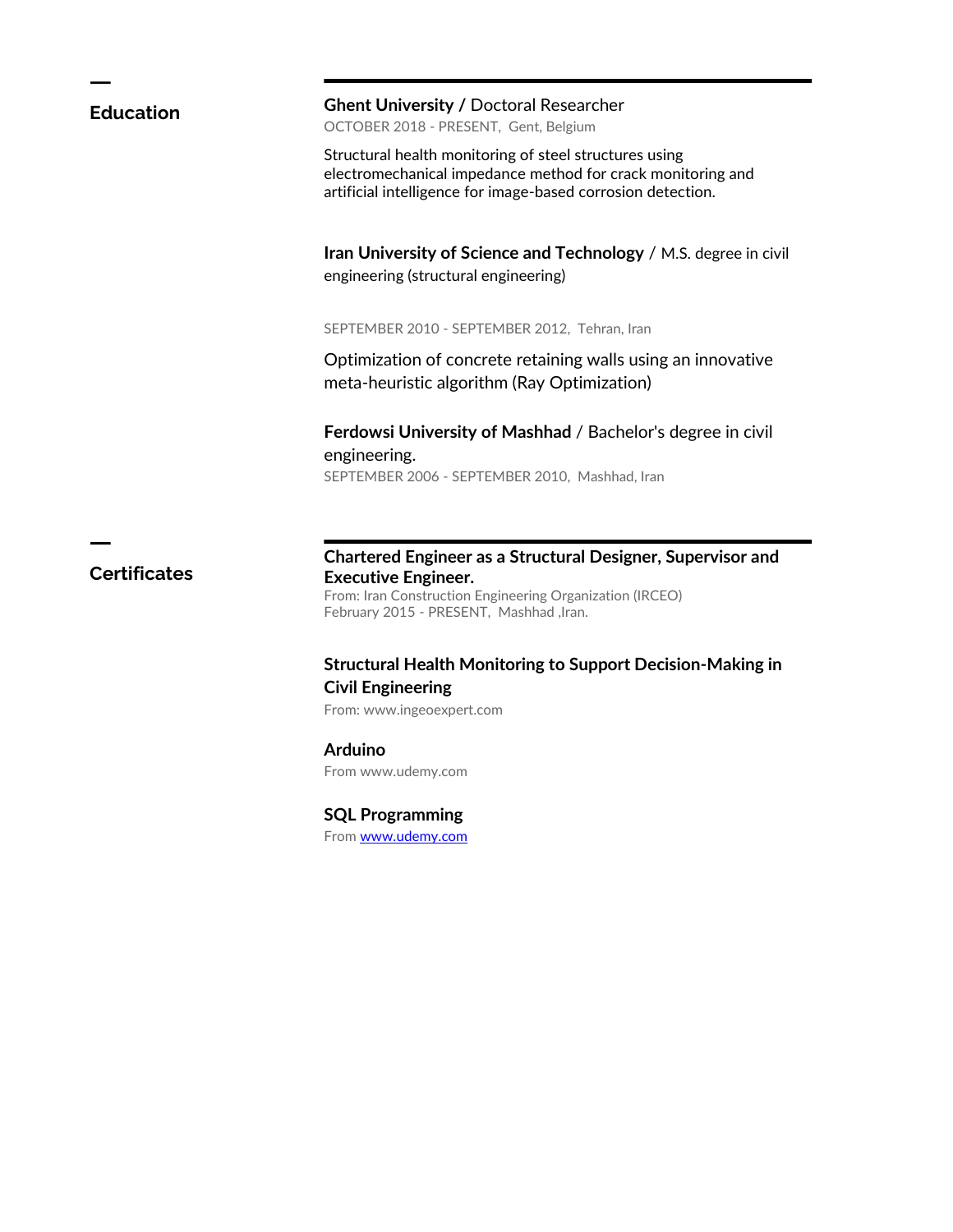## Education

**Ghent University /** Doctoral Researcher
OCTOBER 2018 - PRESENT, Gent, Belgium

Structural health monitoring of steel structures using electromechanical impedance method for crack monitoring and artificial intelligence for image-based corrosion detection.

**Iran University of Science and Technology** / M.S. degree in civil engineering (structural engineering)

SEPTEMBER 2010 - SEPTEMBER 2012, Tehran, Iran

Optimization of concrete retaining walls using an innovative meta-heuristic algorithm (Ray Optimization)

**Ferdowsi University of Mashhad** / Bachelor's degree in civil engineering.
SEPTEMBER 2006 - SEPTEMBER 2010, Mashhad, Iran

## Certificates

**Chartered Engineer as a Structural Designer, Supervisor and Executive Engineer.**
From: Iran Construction Engineering Organization (IRCEO)
February 2015 - PRESENT, Mashhad ,Iran.

**Structural Health Monitoring to Support Decision-Making in Civil Engineering**
From: www.ingeoexpert.com

**Arduino**
From www.udemy.com

**SQL Programming**
From [www.udemy.com](http://www.udemy.com)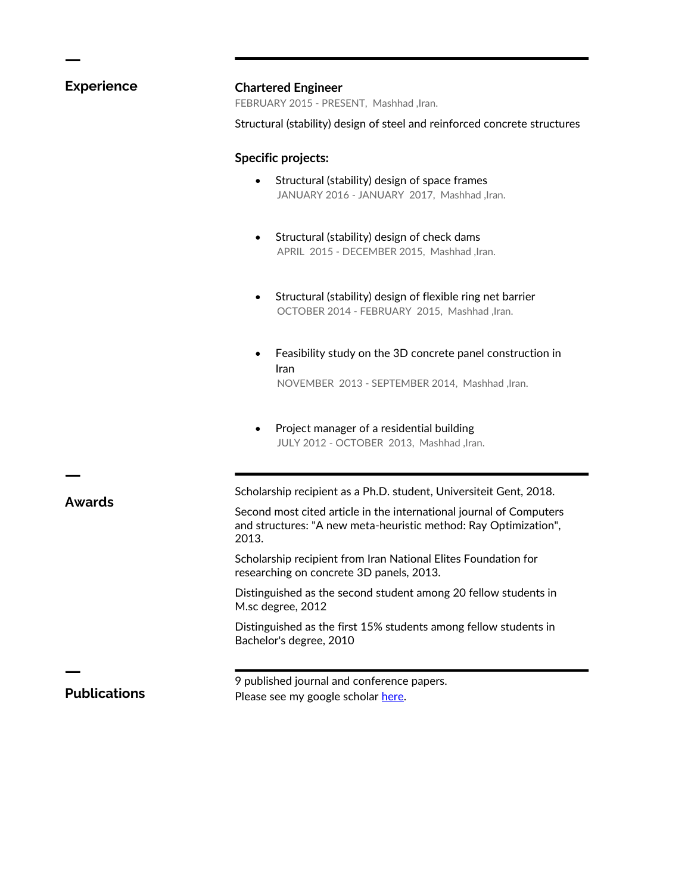## Experience

### Chartered Engineer

FEBRUARY 2015 - PRESENT, Mashhad ,Iran.

Structural (stability) design of steel and reinforced concrete structures

**Specific projects:**

- Structural (stability) design of space frames
  JANUARY 2016 - JANUARY 2017, Mashhad ,Iran.

- Structural (stability) design of check dams
  APRIL 2015 - DECEMBER 2015, Mashhad ,Iran.

- Structural (stability) design of flexible ring net barrier
  OCTOBER 2014 - FEBRUARY 2015, Mashhad ,Iran.

- Feasibility study on the 3D concrete panel construction in Iran
  NOVEMBER 2013 - SEPTEMBER 2014, Mashhad ,Iran.

- Project manager of a residential building
  JULY 2012 - OCTOBER 2013, Mashhad ,Iran.

## Awards

Scholarship recipient as a Ph.D. student, Universiteit Gent, 2018.

Second most cited article in the international journal of Computers and structures: "A new meta-heuristic method: Ray Optimization", 2013.

Scholarship recipient from Iran National Elites Foundation for researching on concrete 3D panels, 2013.

Distinguished as the second student among 20 fellow students in M.sc degree, 2012

Distinguished as the first 15% students among fellow students in Bachelor's degree, 2010

## Publications

9 published journal and conference papers.
Please see my google scholar here.